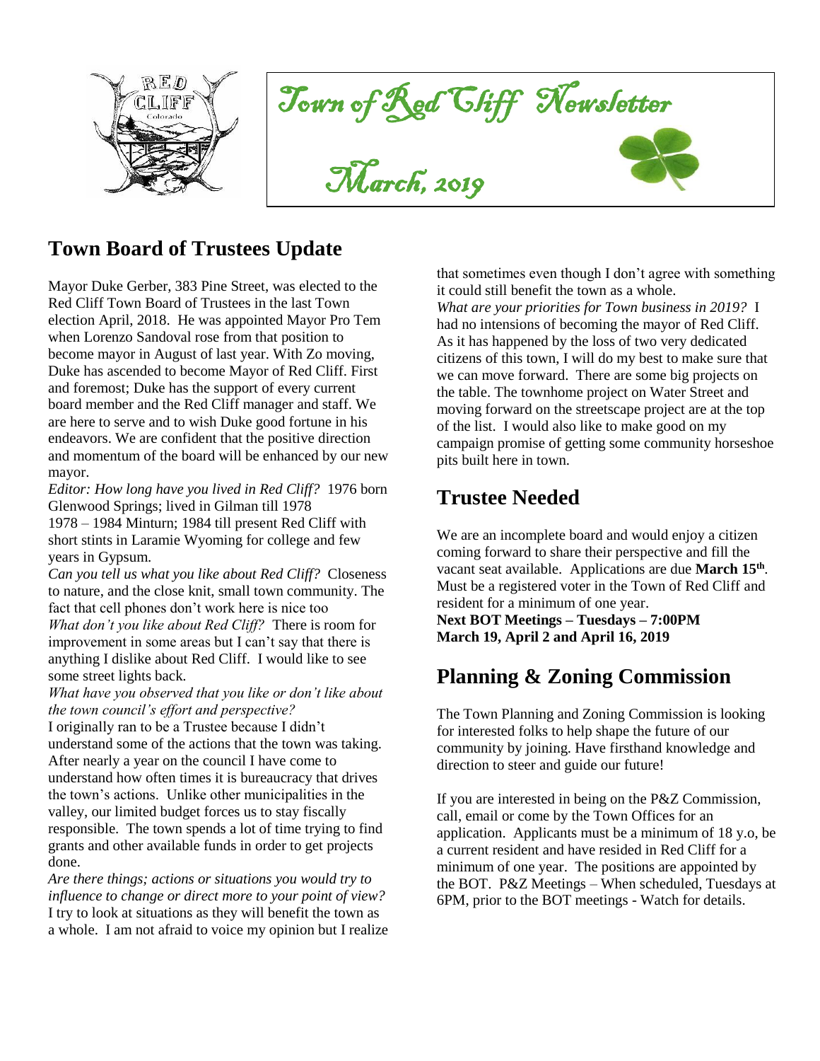# Town of Red Cliff Newsletter

## March, 2019

## Town Board of Trustees Update

Mayor Duke Gerber, 383 Pine Street, was elected to the Red Cliff Town Board of Trustees in the last Town election April, 2018. He was appointed Mayor Pro Tem when Lorenzo Sandoval rose from that position to become mayor in August of last year. With Zo moving, Duke has ascended to become Mayor of Red Cliff. First and foremost; Duke has the support of every current board member and the Red Cliff manager and staff. We are here to serve and to wish Duke good fortune in his endeavors. We are confident that the positive direction and momentum of the board will be enhanced by our new mayor.

*Editor: How long have you lived in Red Cliff?* 1976 born Glenwood Springs; lived in Gilman till 1978
1978 – 1984 Minturn; 1984 till present Red Cliff with short stints in Laramie Wyoming for college and few years in Gypsum.

*Can you tell us what you like about Red Cliff?* Closeness to nature, and the close knit, small town community. The fact that cell phones don't work here is nice too

*What don't you like about Red Cliff?* There is room for improvement in some areas but I can't say that there is anything I dislike about Red Cliff. I would like to see some street lights back.

*What have you observed that you like or don't like about the town council's effort and perspective?*

I originally ran to be a Trustee because I didn't understand some of the actions that the town was taking. After nearly a year on the council I have come to understand how often times it is bureaucracy that drives the town's actions. Unlike other municipalities in the valley, our limited budget forces us to stay fiscally responsible. The town spends a lot of time trying to find grants and other available funds in order to get projects done.

*Are there things; actions or situations you would try to influence to change or direct more to your point of view?* I try to look at situations as they will benefit the town as a whole. I am not afraid to voice my opinion but I realize that sometimes even though I don't agree with something it could still benefit the town as a whole.

*What are your priorities for Town business in 2019?* I had no intensions of becoming the mayor of Red Cliff. As it has happened by the loss of two very dedicated citizens of this town, I will do my best to make sure that we can move forward. There are some big projects on the table. The townhome project on Water Street and moving forward on the streetscape project are at the top of the list. I would also like to make good on my campaign promise of getting some community horseshoe pits built here in town.

## Trustee Needed

We are an incomplete board and would enjoy a citizen coming forward to share their perspective and fill the vacant seat available. Applications are due **March 15th**. Must be a registered voter in the Town of Red Cliff and resident for a minimum of one year.

**Next BOT Meetings – Tuesdays – 7:00PM**
**March 19, April 2 and April 16, 2019**

## Planning & Zoning Commission

The Town Planning and Zoning Commission is looking for interested folks to help shape the future of our community by joining. Have firsthand knowledge and direction to steer and guide our future!

If you are interested in being on the P&Z Commission, call, email or come by the Town Offices for an application. Applicants must be a minimum of 18 y.o, be a current resident and have resided in Red Cliff for a minimum of one year. The positions are appointed by the BOT. P&Z Meetings – When scheduled, Tuesdays at 6PM, prior to the BOT meetings - Watch for details.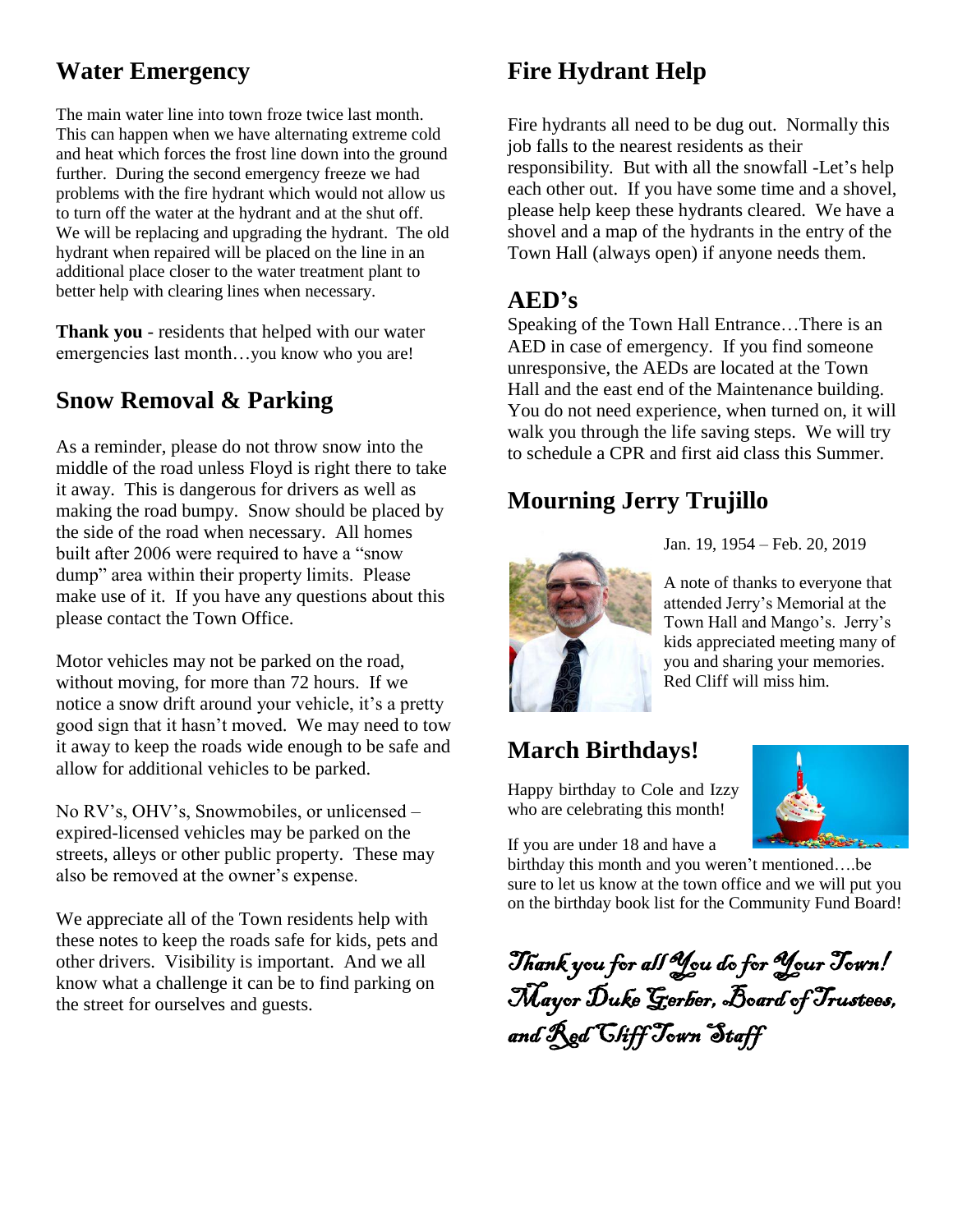## Water Emergency

The main water line into town froze twice last month. This can happen when we have alternating extreme cold and heat which forces the frost line down into the ground further. During the second emergency freeze we had problems with the fire hydrant which would not allow us to turn off the water at the hydrant and at the shut off. We will be replacing and upgrading the hydrant. The old hydrant when repaired will be placed on the line in an additional place closer to the water treatment plant to better help with clearing lines when necessary.

**Thank you** - residents that helped with our water emergencies last month…you know who you are!

## Snow Removal & Parking

As a reminder, please do not throw snow into the middle of the road unless Floyd is right there to take it away. This is dangerous for drivers as well as making the road bumpy. Snow should be placed by the side of the road when necessary. All homes built after 2006 were required to have a "snow dump" area within their property limits. Please make use of it. If you have any questions about this please contact the Town Office.

Motor vehicles may not be parked on the road, without moving, for more than 72 hours. If we notice a snow drift around your vehicle, it's a pretty good sign that it hasn't moved. We may need to tow it away to keep the roads wide enough to be safe and allow for additional vehicles to be parked.

No RV's, OHV's, Snowmobiles, or unlicensed – expired-licensed vehicles may be parked on the streets, alleys or other public property. These may also be removed at the owner's expense.

We appreciate all of the Town residents help with these notes to keep the roads safe for kids, pets and other drivers. Visibility is important. And we all know what a challenge it can be to find parking on the street for ourselves and guests.

## Fire Hydrant Help

Fire hydrants all need to be dug out. Normally this job falls to the nearest residents as their responsibility. But with all the snowfall -Let's help each other out. If you have some time and a shovel, please help keep these hydrants cleared. We have a shovel and a map of the hydrants in the entry of the Town Hall (always open) if anyone needs them.

## AED's

Speaking of the Town Hall Entrance…There is an AED in case of emergency. If you find someone unresponsive, the AEDs are located at the Town Hall and the east end of the Maintenance building. You do not need experience, when turned on, it will walk you through the life saving steps. We will try to schedule a CPR and first aid class this Summer.

## Mourning Jerry Trujillo

Jan. 19, 1954 – Feb. 20, 2019

A note of thanks to everyone that attended Jerry's Memorial at the Town Hall and Mango's. Jerry's kids appreciated meeting many of you and sharing your memories. Red Cliff will miss him.

## March Birthdays!

Happy birthday to Cole and Izzy who are celebrating this month!

If you are under 18 and have a birthday this month and you weren't mentioned….be sure to let us know at the town office and we will put you on the birthday book list for the Community Fund Board!

*Thank you for all You do for Your Town!*
*Mayor Duke Gerber, Board of Trustees, and Red Cliff Town Staff*